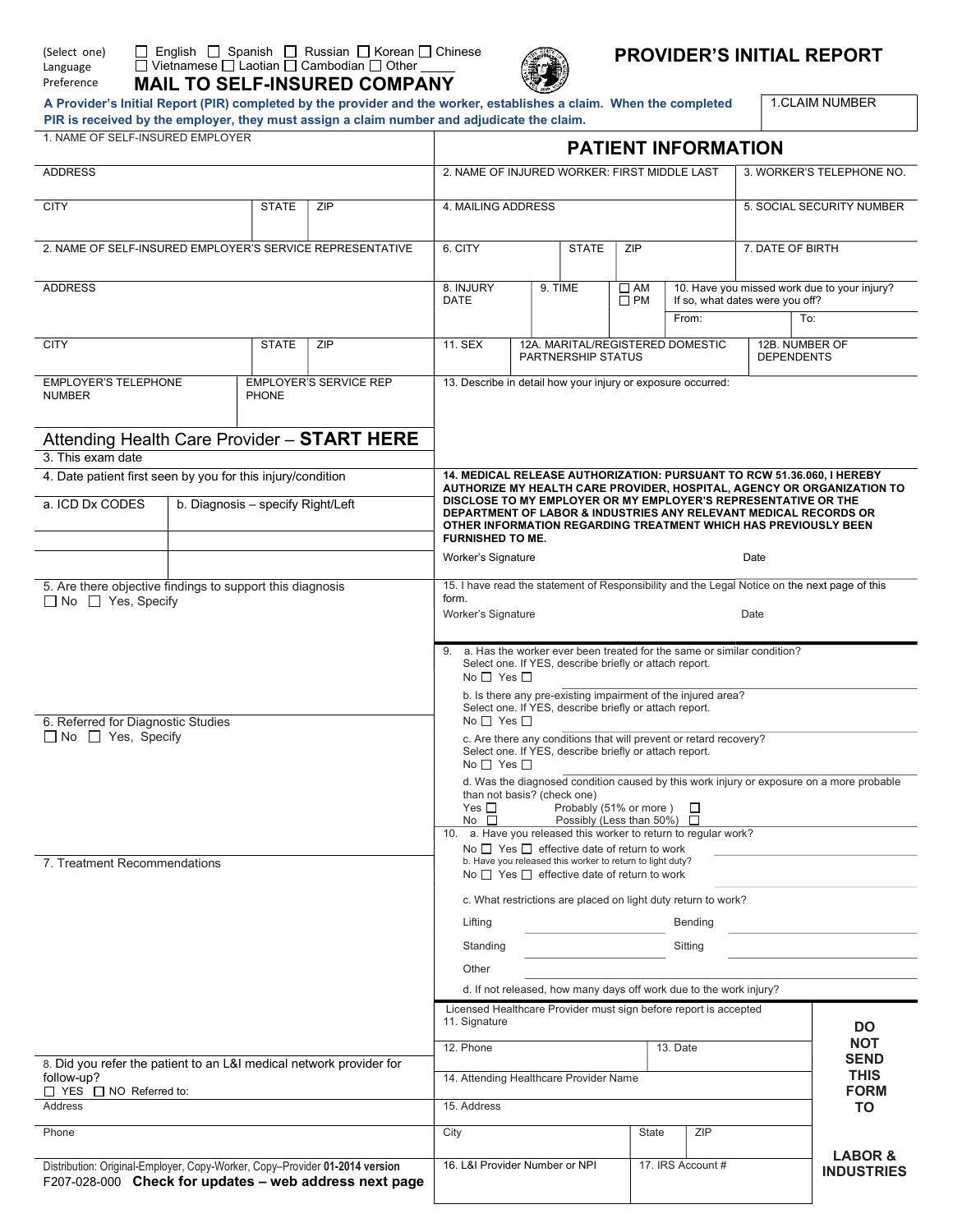(Select one) Language Preference

☐ English ☐ Spanish ☐ Russian ☐ Korean ☐ Chinese
☐ Vietnamese ☐ Laotian ☐ Cambodian ☐ Other _____

# PROVIDER'S INITIAL REPORT

## MAIL TO SELF-INSURED COMPANY

**A Provider's Initial Report (PIR) completed by the provider and the worker, establishes a claim. When the completed PIR is received by the employer, they must assign a claim number and adjudicate the claim.**

1.CLAIM NUMBER

1. NAME OF SELF-INSURED EMPLOYER

ADDRESS

| CITY | STATE | ZIP |
|---|---|---|

2. NAME OF SELF-INSURED EMPLOYER'S SERVICE REPRESENTATIVE

ADDRESS

| CITY | STATE | ZIP |
|---|---|---|

| EMPLOYER'S TELEPHONE NUMBER | EMPLOYER'S SERVICE REP PHONE |
|---|---|

## PATIENT INFORMATION

| 2. NAME OF INJURED WORKER: FIRST MIDDLE LAST | 3. WORKER'S TELEPHONE NO. |
|---|---|
| 4. MAILING ADDRESS | 5. SOCIAL SECURITY NUMBER |

| 6. CITY | STATE | ZIP | 7. DATE OF BIRTH |
|---|---|---|---|

| 8. INJURY DATE | 9. TIME | ☐ AM ☐ PM | 10. Have you missed work due to your injury? If so, what dates were you off? From: To: |
|---|---|---|---|

| 11. SEX | 12A. MARITAL/REGISTERED DOMESTIC PARTNERSHIP STATUS | 12B. NUMBER OF DEPENDENTS |
|---|---|---|

13. Describe in detail how your injury or exposure occurred:

**14. MEDICAL RELEASE AUTHORIZATION: PURSUANT TO RCW 51.36.060, I HEREBY AUTHORIZE MY HEALTH CARE PROVIDER, HOSPITAL, AGENCY OR ORGANIZATION TO DISCLOSE TO MY EMPLOYER OR MY EMPLOYER'S REPRESENTATIVE OR THE DEPARTMENT OF LABOR & INDUSTRIES ANY RELEVANT MEDICAL RECORDS OR OTHER INFORMATION REGARDING TREATMENT WHICH HAS PREVIOUSLY BEEN FURNISHED TO ME.**

Worker's Signature Date

15. I have read the statement of Responsibility and the Legal Notice on the next page of this form.

Worker's Signature Date

## Attending Health Care Provider – **START HERE**

3. This exam date

4. Date patient first seen by you for this injury/condition

| a. ICD Dx CODES | b. Diagnosis – specify Right/Left |
|---|---|
| | |
| | |

5. Are there objective findings to support this diagnosis
☐ No ☐ Yes, Specify

6. Referred for Diagnostic Studies
☐ No ☐ Yes, Specify

7. Treatment Recommendations

8. Did you refer the patient to an L&I medical network provider for follow-up?
☐ YES ☐ NO Referred to:

Address

Phone

9. a. Has the worker ever been treated for the same or similar condition? Select one. If YES, describe briefly or attach report.
No ☐ Yes ☐

b. Is there any pre-existing impairment of the injured area? Select one. If YES, describe briefly or attach report.
No ☐ Yes ☐

c. Are there any conditions that will prevent or retard recovery? Select one. If YES, describe briefly or attach report.
No ☐ Yes ☐

d. Was the diagnosed condition caused by this work injury or exposure on a more probable than not basis? (check one)
Yes ☐ Probably (51% or more ) ☐
No ☐ Possibly (Less than 50%) ☐

10. a. Have you released this worker to return to regular work?
No ☐ Yes ☐ effective date of return to work

b. Have you released this worker to return to light duty?
No ☐ Yes ☐ effective date of return to work

c. What restrictions are placed on light duty return to work?

| Lifting | | Bending | |
|---|---|---|---|
| Standing | | Sitting | |
| Other | | | |

d. If not released, how many days off work due to the work injury?

Licensed Healthcare Provider must sign before report is accepted

| 11. Signature | |
|---|---|
| 12. Phone | 13. Date |
| 14. Attending Healthcare Provider Name | |
| 15. Address | |

| City | State | ZIP |
|---|---|---|

| 16. L&I Provider Number or NPI | 17. IRS Account # |
|---|---|

**DO NOT SEND THIS FORM TO LABOR & INDUSTRIES**

Distribution: Original-Employer, Copy-Worker, Copy–Provider **01-2014 version**
F207-028-000 **Check for updates – web address next page**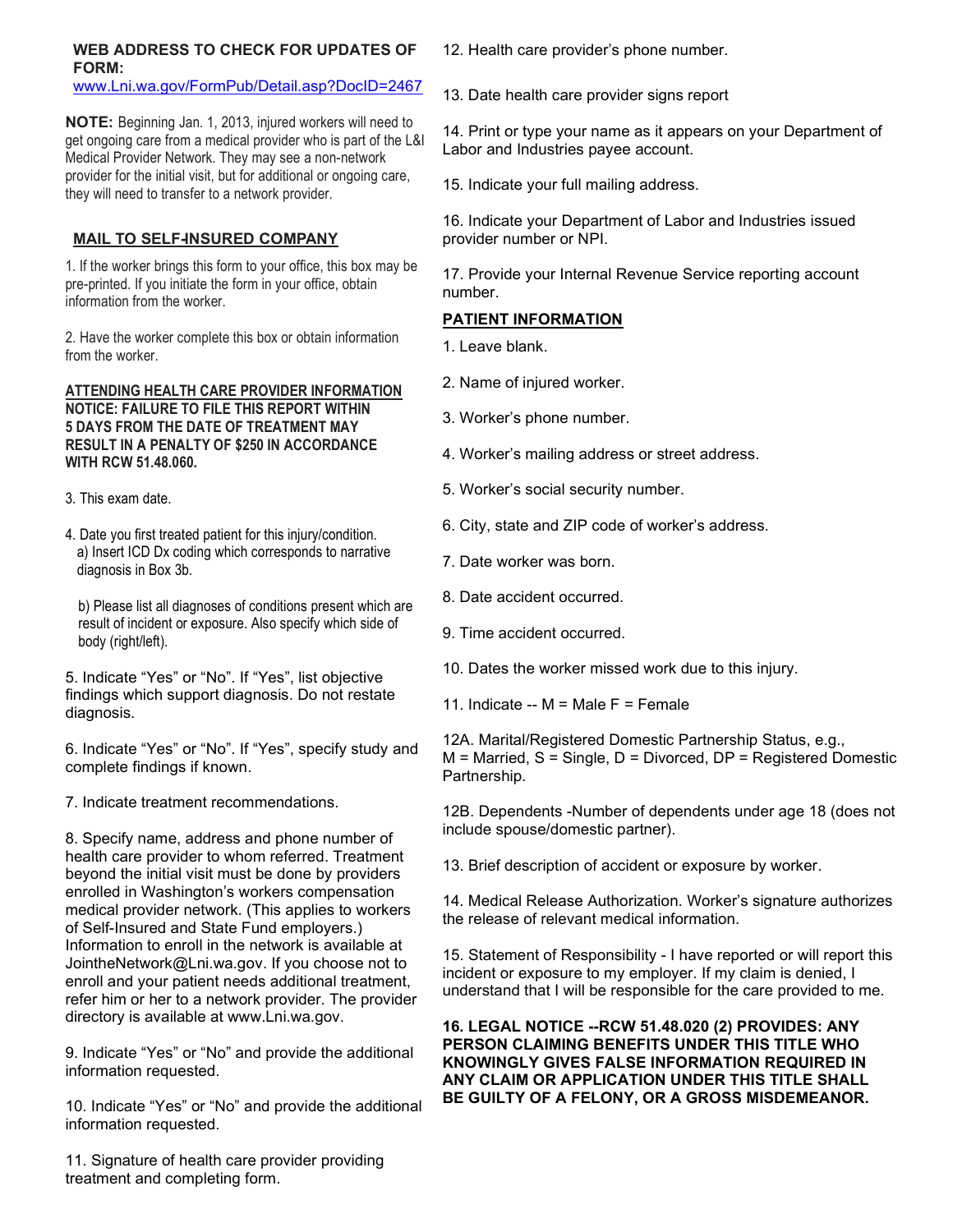**WEB ADDRESS TO CHECK FOR UPDATES OF FORM:**
www.Lni.wa.gov/FormPub/Detail.asp?DocID=2467

**NOTE:** Beginning Jan. 1, 2013, injured workers will need to get ongoing care from a medical provider who is part of the L&I Medical Provider Network. They may see a non-network provider for the initial visit, but for additional or ongoing care, they will need to transfer to a network provider.

## MAIL TO SELF-INSURED COMPANY

1. If the worker brings this form to your office, this box may be pre-printed. If you initiate the form in your office, obtain information from the worker.

2. Have the worker complete this box or obtain information from the worker.

## ATTENDING HEALTH CARE PROVIDER INFORMATION

**NOTICE: FAILURE TO FILE THIS REPORT WITHIN 5 DAYS FROM THE DATE OF TREATMENT MAY RESULT IN A PENALTY OF $250 IN ACCORDANCE WITH RCW 51.48.060.**

3. This exam date.

4. Date you first treated patient for this injury/condition.
   a) Insert ICD Dx coding which corresponds to narrative diagnosis in Box 3b.

   b) Please list all diagnoses of conditions present which are result of incident or exposure. Also specify which side of body (right/left).

5. Indicate "Yes" or "No". If "Yes", list objective findings which support diagnosis. Do not restate diagnosis.

6. Indicate "Yes" or "No". If "Yes", specify study and complete findings if known.

7. Indicate treatment recommendations.

8. Specify name, address and phone number of health care provider to whom referred. Treatment beyond the initial visit must be done by providers enrolled in Washington's workers compensation medical provider network. (This applies to workers of Self-Insured and State Fund employers.) Information to enroll in the network is available at JointheNetwork@Lni.wa.gov. If you choose not to enroll and your patient needs additional treatment, refer him or her to a network provider. The provider directory is available at www.Lni.wa.gov.

9. Indicate "Yes" or "No" and provide the additional information requested.

10. Indicate "Yes" or "No" and provide the additional information requested.

11. Signature of health care provider providing treatment and completing form.

12. Health care provider's phone number.

13. Date health care provider signs report

14. Print or type your name as it appears on your Department of Labor and Industries payee account.

15. Indicate your full mailing address.

16. Indicate your Department of Labor and Industries issued provider number or NPI.

17. Provide your Internal Revenue Service reporting account number.

## PATIENT INFORMATION

1. Leave blank.

2. Name of injured worker.

3. Worker's phone number.

4. Worker's mailing address or street address.

5. Worker's social security number.

6. City, state and ZIP code of worker's address.

7. Date worker was born.

8. Date accident occurred.

9. Time accident occurred.

10. Dates the worker missed work due to this injury.

11. Indicate -- M = Male F = Female

12A. Marital/Registered Domestic Partnership Status, e.g., M = Married, S = Single, D = Divorced, DP = Registered Domestic Partnership.

12B. Dependents -Number of dependents under age 18 (does not include spouse/domestic partner).

13. Brief description of accident or exposure by worker.

14. Medical Release Authorization. Worker's signature authorizes the release of relevant medical information.

15. Statement of Responsibility - I have reported or will report this incident or exposure to my employer. If my claim is denied, I understand that I will be responsible for the care provided to me.

**16. LEGAL NOTICE --RCW 51.48.020 (2) PROVIDES: ANY PERSON CLAIMING BENEFITS UNDER THIS TITLE WHO KNOWINGLY GIVES FALSE INFORMATION REQUIRED IN ANY CLAIM OR APPLICATION UNDER THIS TITLE SHALL BE GUILTY OF A FELONY, OR A GROSS MISDEMEANOR.**